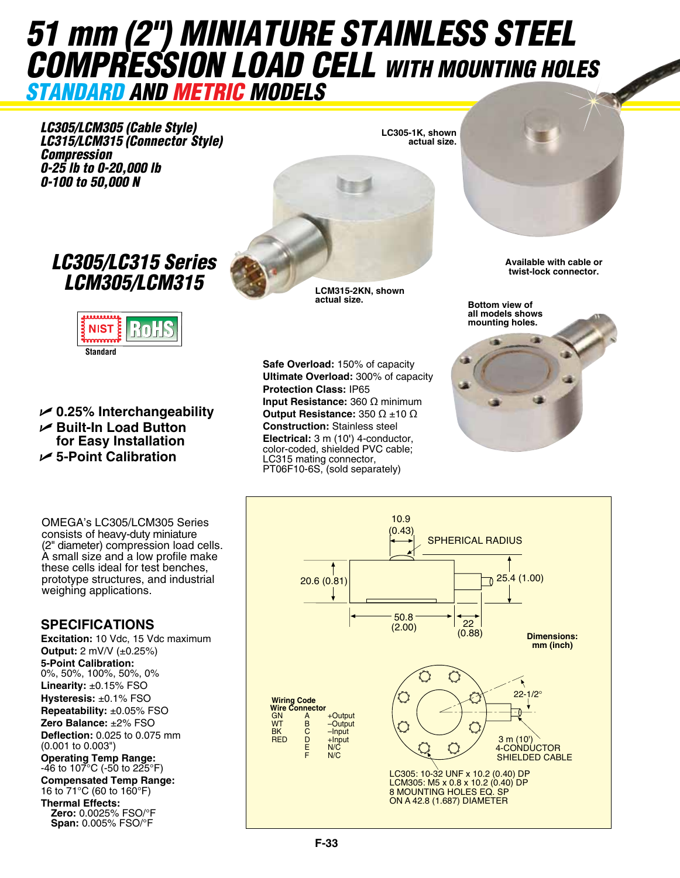# 51 mm (2") MINIATURE STAINLESS STEEL COMPRESSION LOAD CELL WITH MOUNTING HOLES

## STANDARD AND METRIC MODELS

***LC305/LCM305 (Cable Style)***
***LC315/LCM315 (Connector Style)***
***Compression***
***0-25 lb to 0-20,000 lb***
***0-100 to 50,000 N***

## LC305/LC315 Series LCM305/LCM315

NIST RoHS
Standard

LC305-1K, shown actual size.

LCM315-2KN, shown actual size.

Available with cable or twist-lock connector.

Bottom view of all models shows mounting holes.

- **0.25% Interchangeability**
- **Built-In Load Button for Easy Installation**
- **5-Point Calibration**

**Safe Overload:** 150% of capacity
**Ultimate Overload:** 300% of capacity
**Protection Class:** IP65
**Input Resistance:** 360 Ω minimum
**Output Resistance:** 350 Ω ±10 Ω
**Construction:** Stainless steel
**Electrical:** 3 m (10') 4-conductor, color-coded, shielded PVC cable; LC315 mating connector, PT06F10-6S, (sold separately)

OMEGA's LC305/LCM305 Series consists of heavy-duty miniature (2" diameter) compression load cells. A small size and a low profile make these cells ideal for test benches, prototype structures, and industrial weighing applications.

## SPECIFICATIONS

**Excitation:** 10 Vdc, 15 Vdc maximum
**Output:** 2 mV/V (±0.25%)
**5-Point Calibration:**
0%, 50%, 100%, 50%, 0%
**Linearity:** ±0.15% FSO
**Hysteresis:** ±0.1% FSO
**Repeatability:** ±0.05% FSO
**Zero Balance:** ±2% FSO
**Deflection:** 0.025 to 0.075 mm (0.001 to 0.003")
**Operating Temp Range:**
-46 to 107°C (-50 to 225°F)
**Compensated Temp Range:**
16 to 71°C (60 to 160°F)
**Thermal Effects:**
**Zero:** 0.0025% FSO/°F
**Span:** 0.005% FSO/°F

10.9
(0.43)
SPHERICAL RADIUS
20.6 (0.81)
25.4 (1.00)
50.8
(2.00)
22
(0.88)

**Dimensions: mm (inch)**

**Wiring Code**

| Wire | Connector | |
|---|---|---|
| GN | A | +Output |
| WT | B | –Output |
| BK | C | –Input |
| RED | D | +Input |
| | E | N/C |
| | F | N/C |

22-1/2°
3 m (10')
4-CONDUCTOR
SHIELDED CABLE

LC305: 10-32 UNF x 10.2 (0.40) DP
LCM305: M5 x 0.8 x 10.2 (0.40) DP
8 MOUNTING HOLES EQ. SP
ON A 42.8 (1.687) DIAMETER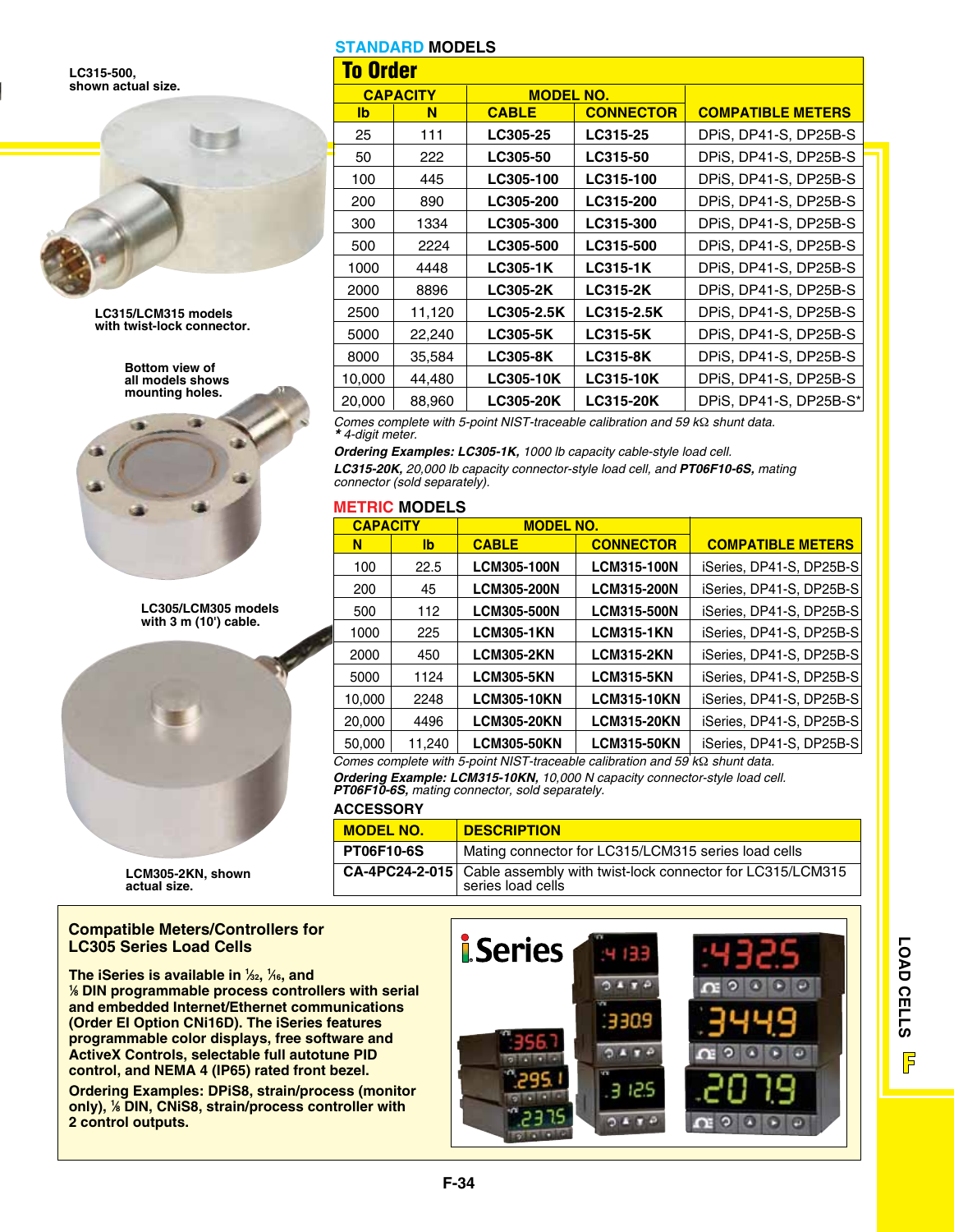LC315-500, shown actual size.

LC315/LCM315 models with twist-lock connector.

Bottom view of all models shows mounting holes.

LC305/LCM305 models with 3 m (10') cable.

LCM305-2KN, shown actual size.

## STANDARD MODELS

### To Order

| CAPACITY | | MODEL NO. | | |
|---|---|---|---|---|
| lb | N | CABLE | CONNECTOR | COMPATIBLE METERS |
| 25 | 111 | LC305-25 | LC315-25 | DPiS, DP41-S, DP25B-S |
| 50 | 222 | LC305-50 | LC315-50 | DPiS, DP41-S, DP25B-S |
| 100 | 445 | LC305-100 | LC315-100 | DPiS, DP41-S, DP25B-S |
| 200 | 890 | LC305-200 | LC315-200 | DPiS, DP41-S, DP25B-S |
| 300 | 1334 | LC305-300 | LC315-300 | DPiS, DP41-S, DP25B-S |
| 500 | 2224 | LC305-500 | LC315-500 | DPiS, DP41-S, DP25B-S |
| 1000 | 4448 | LC305-1K | LC315-1K | DPiS, DP41-S, DP25B-S |
| 2000 | 8896 | LC305-2K | LC315-2K | DPiS, DP41-S, DP25B-S |
| 2500 | 11,120 | LC305-2.5K | LC315-2.5K | DPiS, DP41-S, DP25B-S |
| 5000 | 22,240 | LC305-5K | LC315-5K | DPiS, DP41-S, DP25B-S |
| 8000 | 35,584 | LC305-8K | LC315-8K | DPiS, DP41-S, DP25B-S |
| 10,000 | 44,480 | LC305-10K | LC315-10K | DPiS, DP41-S, DP25B-S |
| 20,000 | 88,960 | LC305-20K | LC315-20K | DPiS, DP41-S, DP25B-S* |

*Comes complete with 5-point NIST-traceable calibration and 59 kΩ shunt data.*
*** 4-digit meter.*

***Ordering Examples: LC305-1K,*** *1000 lb capacity cable-style load cell.*
***LC315-20K,*** *20,000 lb capacity connector-style load cell, and* ***PT06F10-6S,*** *mating connector (sold separately).*

## METRIC MODELS

| CAPACITY | | MODEL NO. | | |
|---|---|---|---|---|
| N | lb | CABLE | CONNECTOR | COMPATIBLE METERS |
| 100 | 22.5 | LCM305-100N | LCM315-100N | iSeries, DP41-S, DP25B-S |
| 200 | 45 | LCM305-200N | LCM315-200N | iSeries, DP41-S, DP25B-S |
| 500 | 112 | LCM305-500N | LCM315-500N | iSeries, DP41-S, DP25B-S |
| 1000 | 225 | LCM305-1KN | LCM315-1KN | iSeries, DP41-S, DP25B-S |
| 2000 | 450 | LCM305-2KN | LCM315-2KN | iSeries, DP41-S, DP25B-S |
| 5000 | 1124 | LCM305-5KN | LCM315-5KN | iSeries, DP41-S, DP25B-S |
| 10,000 | 2248 | LCM305-10KN | LCM315-10KN | iSeries, DP41-S, DP25B-S |
| 20,000 | 4496 | LCM305-20KN | LCM315-20KN | iSeries, DP41-S, DP25B-S |
| 50,000 | 11,240 | LCM305-50KN | LCM315-50KN | iSeries, DP41-S, DP25B-S |

*Comes complete with 5-point NIST-traceable calibration and 59 kΩ shunt data.*
***Ordering Example: LCM315-10KN,*** *10,000 N capacity connector-style load cell.*
***PT06F10-6S,*** *mating connector, sold separately.*

## ACCESSORY

| MODEL NO. | DESCRIPTION |
|---|---|
| PT06F10-6S | Mating connector for LC315/LCM315 series load cells |
| CA-4PC24-2-015 | Cable assembly with twist-lock connector for LC315/LCM315 series load cells |

### Compatible Meters/Controllers for LC305 Series Load Cells

**The iSeries is available in 1⁄32, 1⁄16, and 1⁄8 DIN programmable process controllers with serial and embedded Internet/Ethernet communications (Order EI Option CNi16D). The iSeries features programmable color displays, free software and ActiveX Controls, selectable full autotune PID control, and NEMA 4 (IP65) rated front bezel.**

**Ordering Examples: DPiS8, strain/process (monitor only), 1⁄8 DIN, CNiS8, strain/process controller with 2 control outputs.**